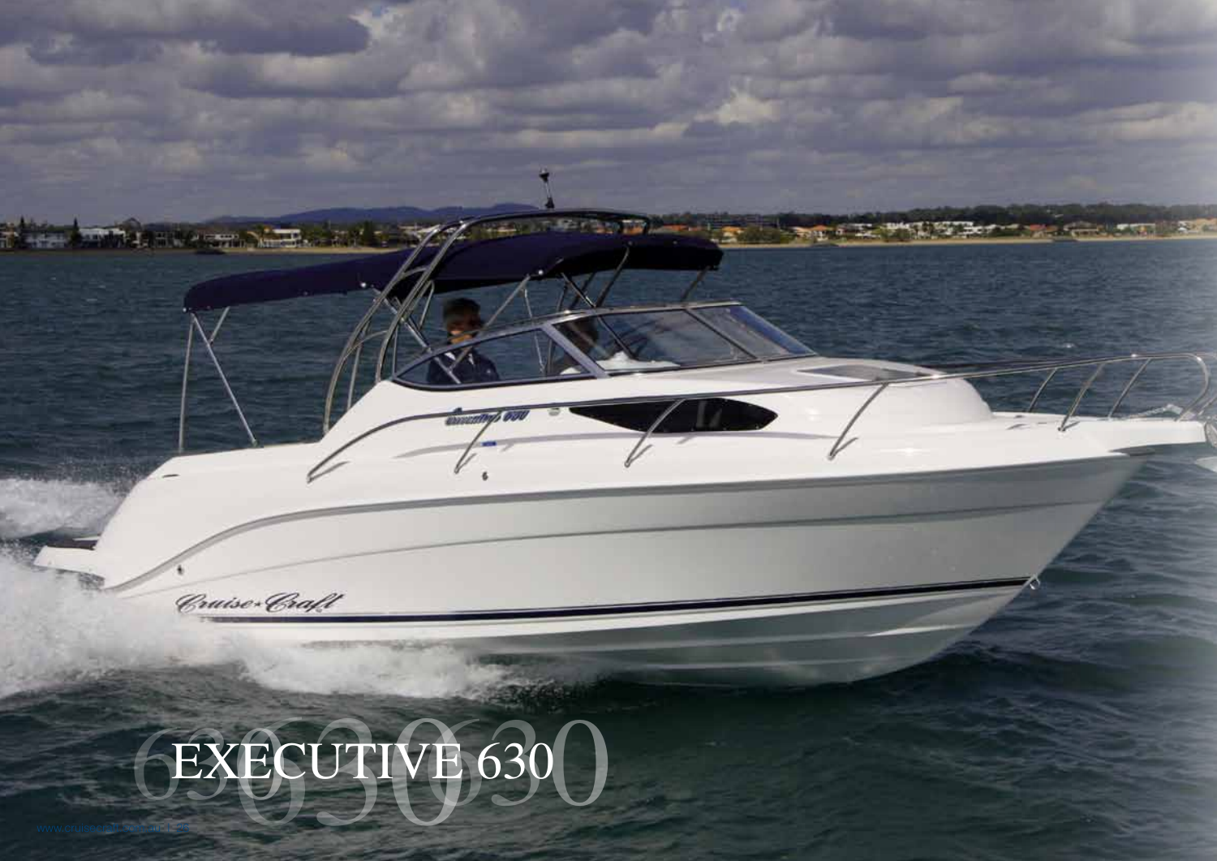# EXECUTIVE 630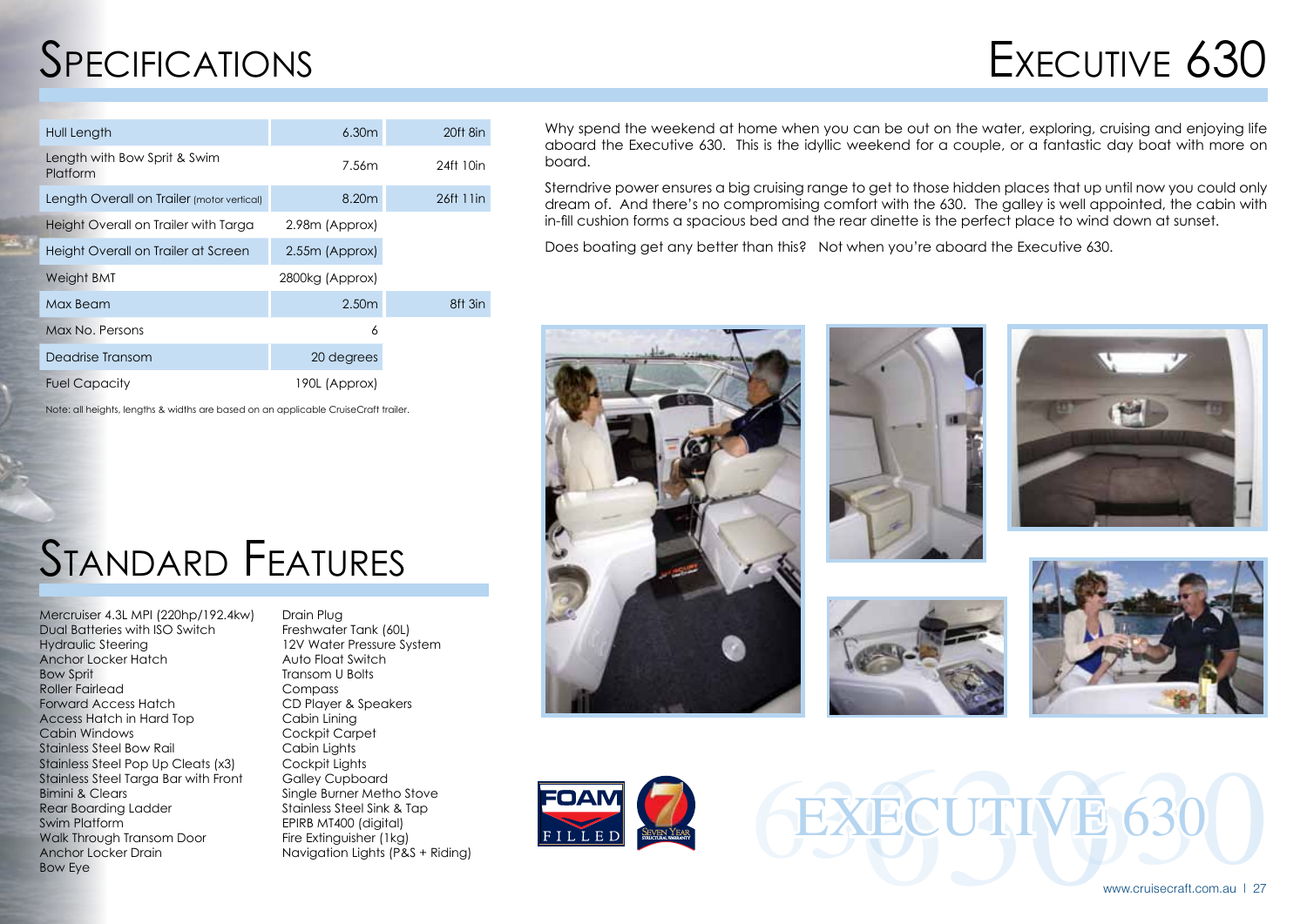# Specifications

# Executive 630

| | | |
|---|---|---|
| Hull Length | 6.30m | 20ft 8in |
| Length with Bow Sprit & Swim Platform | 7.56m | 24ft 10in |
| Length Overall on Trailer (motor vertical) | 8.20m | 26ft 11in |
| Height Overall on Trailer with Targa | 2.98m (Approx) | |
| Height Overall on Trailer at Screen | 2.55m (Approx) | |
| Weight BMT | 2800kg (Approx) | |
| Max Beam | 2.50m | 8ft 3in |
| Max No. Persons | 6 | |
| Deadrise Transom | 20 degrees | |
| Fuel Capacity | 190L (Approx) | |

Note: all heights, lengths & widths are based on an applicable CruiseCraft trailer.

Why spend the weekend at home when you can be out on the water, exploring, cruising and enjoying life aboard the Executive 630. This is the idyllic weekend for a couple, or a fantastic day boat with more on board.

Sterndrive power ensures a big cruising range to get to those hidden places that up until now you could only dream of. And there's no compromising comfort with the 630. The galley is well appointed, the cabin with in-fill cushion forms a spacious bed and the rear dinette is the perfect place to wind down at sunset.

Does boating get any better than this? Not when you're aboard the Executive 630.

# Standard Features

- Mercruiser 4.3L MPI (220hp/192.4kw)
- Dual Batteries with ISO Switch
- Hydraulic Steering
- Anchor Locker Hatch
- Bow Sprit
- Roller Fairlead
- Forward Access Hatch
- Access Hatch in Hard Top
- Cabin Windows
- Stainless Steel Bow Rail
- Stainless Steel Pop Up Cleats (x3)
- Stainless Steel Targa Bar with Front Bimini & Clears
- Rear Boarding Ladder
- Swim Platform
- Walk Through Transom Door
- Anchor Locker Drain
- Bow Eye
- Drain Plug
- Freshwater Tank (60L)
- 12V Water Pressure System
- Auto Float Switch
- Transom U Bolts
- Compass
- CD Player & Speakers
- Cabin Lining
- Cockpit Carpet
- Cabin Lights
- Cockpit Lights
- Galley Cupboard
- Single Burner Metho Stove
- Stainless Steel Sink & Tap
- EPIRB MT400 (digital)
- Fire Extinguisher (1kg)
- Navigation Lights (P&S + Riding)

FOAM FILLED

7 SEVEN YEAR STRUCTURAL WARRANTY

EXECUTIVE 630

www.cruisecraft.com.au